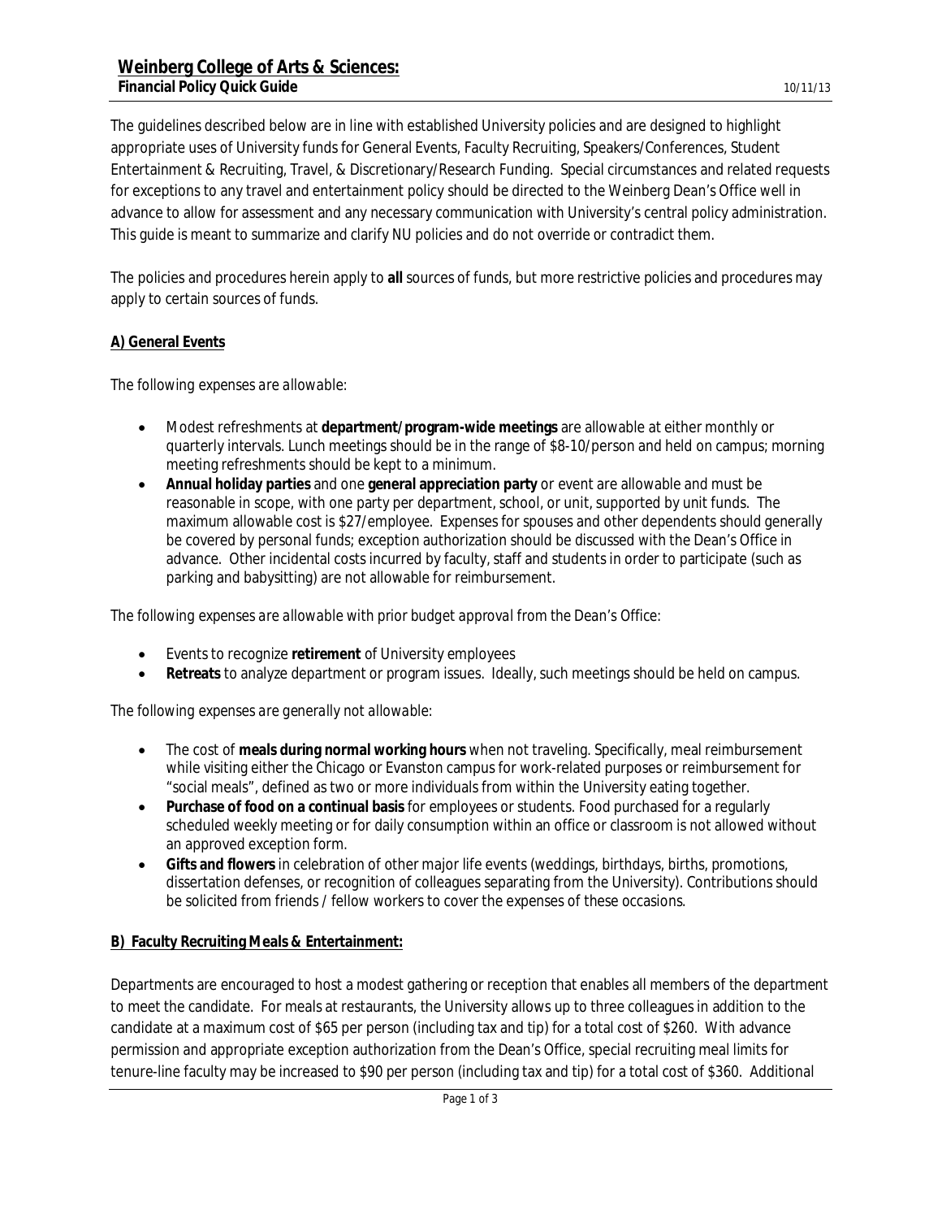# Weinberg College of Arts & Sciences:
**Financial Policy Quick Guide** 10/11/13

The guidelines described below are in line with established University policies and are designed to highlight appropriate uses of University funds for General Events, Faculty Recruiting, Speakers/Conferences, Student Entertainment & Recruiting, Travel, & Discretionary/Research Funding. Special circumstances and related requests for exceptions to any travel and entertainment policy should be directed to the Weinberg Dean's Office well in advance to allow for assessment and any necessary communication with University's central policy administration. This guide is meant to summarize and clarify NU policies and do not override or contradict them.

The policies and procedures herein apply to **all** sources of funds, but more restrictive policies and procedures may apply to certain sources of funds.

## A) General Events

*The following expenses are allowable:*

- Modest refreshments at **department/program-wide meetings** are allowable at either monthly or quarterly intervals. Lunch meetings should be in the range of $8-10/person and held on campus; morning meeting refreshments should be kept to a minimum.
- **Annual holiday parties** and one **general appreciation party** or event are allowable and must be reasonable in scope, with one party per department, school, or unit, supported by unit funds. The maximum allowable cost is $27/employee. Expenses for spouses and other dependents should generally be covered by personal funds; exception authorization should be discussed with the Dean's Office in advance. Other incidental costs incurred by faculty, staff and students in order to participate (such as parking and babysitting) are not allowable for reimbursement.

*The following expenses are allowable with prior budget approval from the Dean's Office:*

- Events to recognize **retirement** of University employees
- **Retreats** to analyze department or program issues. Ideally, such meetings should be held on campus.

*The following expenses are generally not allowable:*

- The cost of **meals during normal working hours** when not traveling. Specifically, meal reimbursement while visiting either the Chicago or Evanston campus for work-related purposes or reimbursement for "social meals", defined as two or more individuals from within the University eating together.
- **Purchase of food on a continual basis** for employees or students. Food purchased for a regularly scheduled weekly meeting or for daily consumption within an office or classroom is not allowed without an approved exception form.
- **Gifts and flowers** in celebration of other major life events (weddings, birthdays, births, promotions, dissertation defenses, or recognition of colleagues separating from the University). Contributions should be solicited from friends / fellow workers to cover the expenses of these occasions.

## B) Faculty Recruiting Meals & Entertainment:

Departments are encouraged to host a modest gathering or reception that enables all members of the department to meet the candidate. For meals at restaurants, the University allows up to three colleagues in addition to the candidate at a maximum cost of $65 per person (including tax and tip) for a total cost of $260. With advance permission and appropriate exception authorization from the Dean's Office, special recruiting meal limits for tenure-line faculty may be increased to $90 per person (including tax and tip) for a total cost of $360. Additional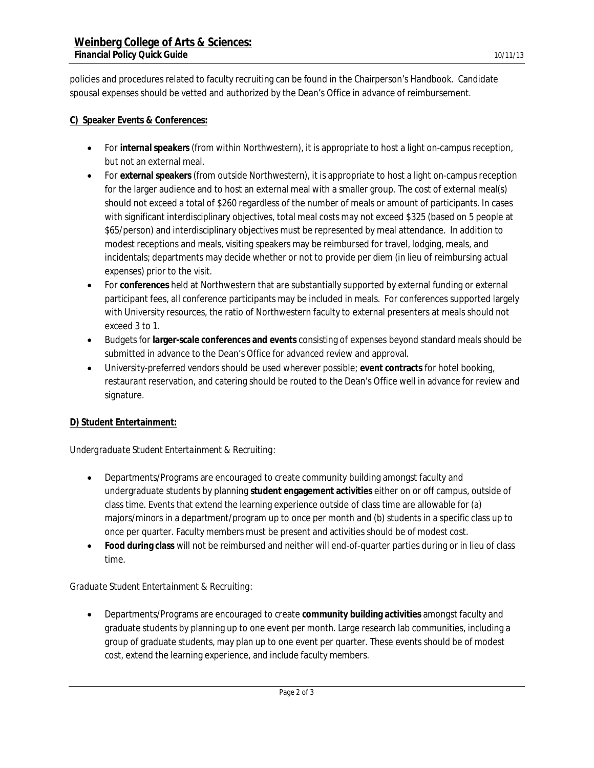policies and procedures related to faculty recruiting can be found in the Chairperson's Handbook. Candidate spousal expenses should be vetted and authorized by the Dean's Office in advance of reimbursement.

**C) Speaker Events & Conferences:**

- For **internal speakers** (from within Northwestern), it is appropriate to host a light on-campus reception, but not an external meal.
- For **external speakers** (from outside Northwestern), it is appropriate to host a light on-campus reception for the larger audience and to host an external meal with a smaller group. The cost of external meal(s) should not exceed a total of $260 regardless of the number of meals or amount of participants. In cases with significant interdisciplinary objectives, total meal costs may not exceed $325 (based on 5 people at $65/person) and interdisciplinary objectives must be represented by meal attendance. In addition to modest receptions and meals, visiting speakers may be reimbursed for travel, lodging, meals, and incidentals; departments may decide whether or not to provide per diem (in lieu of reimbursing actual expenses) prior to the visit.
- For **conferences** held at Northwestern that are substantially supported by external funding or external participant fees, all conference participants may be included in meals. For conferences supported largely with University resources, the ratio of Northwestern faculty to external presenters at meals should not exceed 3 to 1.
- Budgets for **larger-scale conferences and events** consisting of expenses beyond standard meals should be submitted in advance to the Dean's Office for advanced review and approval.
- University-preferred vendors should be used wherever possible; **event contracts** for hotel booking, restaurant reservation, and catering should be routed to the Dean's Office well in advance for review and signature.

**D) Student Entertainment:**

*Undergraduate Student Entertainment & Recruiting:*

- Departments/Programs are encouraged to create community building amongst faculty and undergraduate students by planning **student engagement activities** either on or off campus, outside of class time. Events that extend the learning experience outside of class time are allowable for (a) majors/minors in a department/program up to once per month and (b) students in a specific class up to once per quarter. Faculty members must be present and activities should be of modest cost.
- **Food during class** will not be reimbursed and neither will end-of-quarter parties during or in lieu of class time.

*Graduate Student Entertainment & Recruiting:*

- Departments/Programs are encouraged to create **community building activities** amongst faculty and graduate students by planning up to one event per month. Large research lab communities, including a group of graduate students, may plan up to one event per quarter. These events should be of modest cost, extend the learning experience, and include faculty members.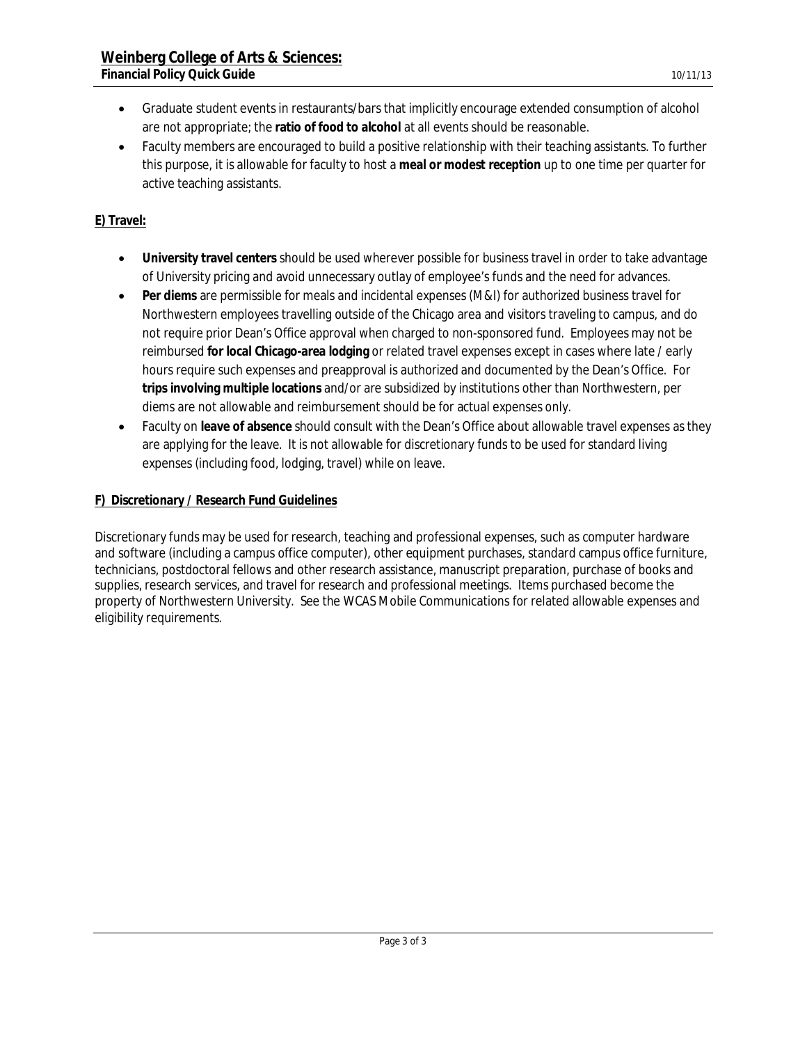- Graduate student events in restaurants/bars that implicitly encourage extended consumption of alcohol are not appropriate; the **ratio of food to alcohol** at all events should be reasonable.
- Faculty members are encouraged to build a positive relationship with their teaching assistants. To further this purpose, it is allowable for faculty to host a **meal or modest reception** up to one time per quarter for active teaching assistants.

## E) Travel:

- **University travel centers** should be used wherever possible for business travel in order to take advantage of University pricing and avoid unnecessary outlay of employee's funds and the need for advances.
- **Per diems** are permissible for meals and incidental expenses (M&I) for authorized business travel for Northwestern employees travelling outside of the Chicago area and visitors traveling to campus, and do not require prior Dean's Office approval when charged to non-sponsored fund. Employees may not be reimbursed **for local Chicago-area lodging** or related travel expenses except in cases where late / early hours require such expenses and preapproval is authorized and documented by the Dean's Office. For **trips involving multiple locations** and/or are subsidized by institutions other than Northwestern, per diems are not allowable and reimbursement should be for actual expenses only.
- Faculty on **leave of absence** should consult with the Dean's Office about allowable travel expenses as they are applying for the leave. It is not allowable for discretionary funds to be used for standard living expenses (including food, lodging, travel) while on leave.

## F) Discretionary / Research Fund Guidelines

Discretionary funds may be used for research, teaching and professional expenses, such as computer hardware and software (including a campus office computer), other equipment purchases, standard campus office furniture, technicians, postdoctoral fellows and other research assistance, manuscript preparation, purchase of books and supplies, research services, and travel for research and professional meetings. Items purchased become the property of Northwestern University. See the WCAS Mobile Communications for related allowable expenses and eligibility requirements.